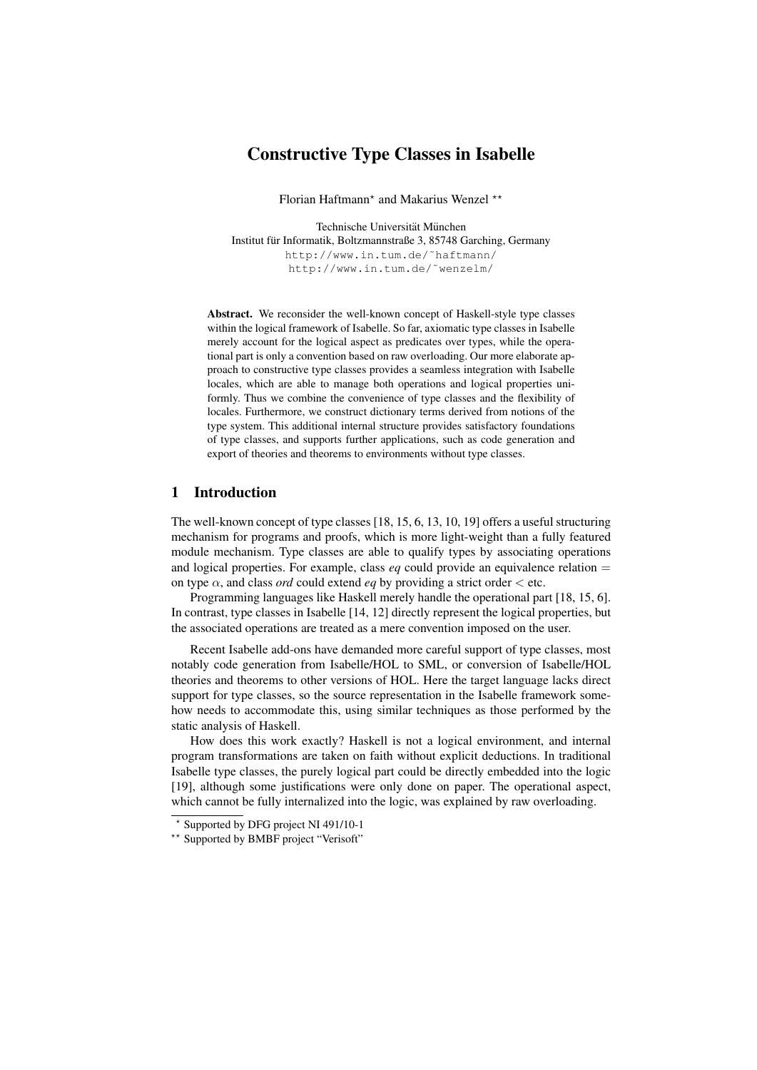# Constructive Type Classes in Isabelle

Florian Haftmann* and Makarius Wenzel **

Technische Universität München
Institut für Informatik, Boltzmannstraße 3, 85748 Garching, Germany
http://www.in.tum.de/~haftmann/
http://www.in.tum.de/~wenzelm/

**Abstract.** We reconsider the well-known concept of Haskell-style type classes within the logical framework of Isabelle. So far, axiomatic type classes in Isabelle merely account for the logical aspect as predicates over types, while the operational part is only a convention based on raw overloading. Our more elaborate approach to constructive type classes provides a seamless integration with Isabelle locales, which are able to manage both operations and logical properties uniformly. Thus we combine the convenience of type classes and the flexibility of locales. Furthermore, we construct dictionary terms derived from notions of the type system. This additional internal structure provides satisfactory foundations of type classes, and supports further applications, such as code generation and export of theories and theorems to environments without type classes.

## 1 Introduction

The well-known concept of type classes [18, 15, 6, 13, 10, 19] offers a useful structuring mechanism for programs and proofs, which is more light-weight than a fully featured module mechanism. Type classes are able to qualify types by associating operations and logical properties. For example, class *eq* could provide an equivalence relation $=$ on type $\alpha$, and class *ord* could extend *eq* by providing a strict order $<$ etc.

Programming languages like Haskell merely handle the operational part [18, 15, 6]. In contrast, type classes in Isabelle [14, 12] directly represent the logical properties, but the associated operations are treated as a mere convention imposed on the user.

Recent Isabelle add-ons have demanded more careful support of type classes, most notably code generation from Isabelle/HOL to SML, or conversion of Isabelle/HOL theories and theorems to other versions of HOL. Here the target language lacks direct support for type classes, so the source representation in the Isabelle framework somehow needs to accommodate this, using similar techniques as those performed by the static analysis of Haskell.

How does this work exactly? Haskell is not a logical environment, and internal program transformations are taken on faith without explicit deductions. In traditional Isabelle type classes, the purely logical part could be directly embedded into the logic [19], although some justifications were only done on paper. The operational aspect, which cannot be fully internalized into the logic, was explained by raw overloading.

* Supported by DFG project NI 491/10-1

** Supported by BMBF project "Verisoft"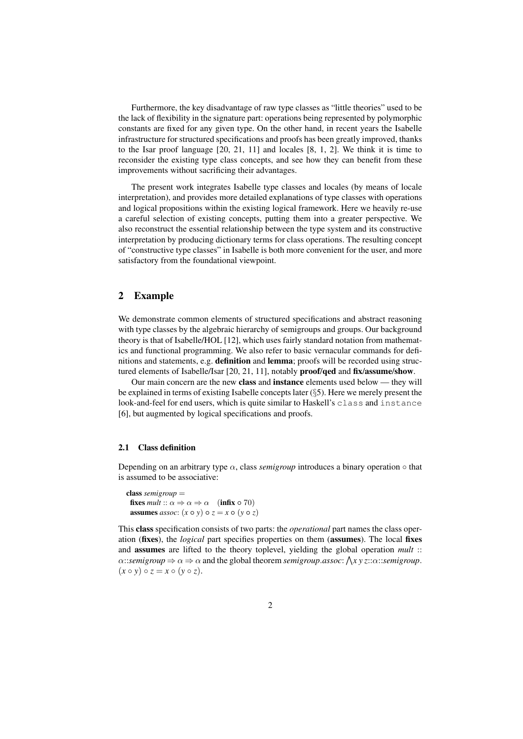Furthermore, the key disadvantage of raw type classes as "little theories" used to be the lack of flexibility in the signature part: operations being represented by polymorphic constants are fixed for any given type. On the other hand, in recent years the Isabelle infrastructure for structured specifications and proofs has been greatly improved, thanks to the Isar proof language [20, 21, 11] and locales [8, 1, 2]. We think it is time to reconsider the existing type class concepts, and see how they can benefit from these improvements without sacrificing their advantages.

The present work integrates Isabelle type classes and locales (by means of locale interpretation), and provides more detailed explanations of type classes with operations and logical propositions within the existing logical framework. Here we heavily re-use a careful selection of existing concepts, putting them into a greater perspective. We also reconstruct the essential relationship between the type system and its constructive interpretation by producing dictionary terms for class operations. The resulting concept of "constructive type classes" in Isabelle is both more convenient for the user, and more satisfactory from the foundational viewpoint.

## 2 Example

We demonstrate common elements of structured specifications and abstract reasoning with type classes by the algebraic hierarchy of semigroups and groups. Our background theory is that of Isabelle/HOL [12], which uses fairly standard notation from mathematics and functional programming. We also refer to basic vernacular commands for definitions and statements, e.g. **definition** and **lemma**; proofs will be recorded using structured elements of Isabelle/Isar [20, 21, 11], notably **proof/qed** and **fix/assume/show**.

Our main concern are the new **class** and **instance** elements used below — they will be explained in terms of existing Isabelle concepts later (§5). Here we merely present the look-and-feel for end users, which is quite similar to Haskell's `class` and `instance` [6], but augmented by logical specifications and proofs.

### 2.1 Class definition

Depending on an arbitrary type $\alpha$, class *semigroup* introduces a binary operation $\circ$ that is assumed to be associative:

**class** *semigroup* =
  **fixes** *mult* :: $\alpha \Rightarrow \alpha \Rightarrow \alpha$ (**infix** $\circ$ 70)
  **assumes** *assoc*: $(x \circ y) \circ z = x \circ (y \circ z)$

This **class** specification consists of two parts: the *operational* part names the class operation (**fixes**), the *logical* part specifies properties on them (**assumes**). The local **fixes** and **assumes** are lifted to the theory toplevel, yielding the global operation *mult* :: $\alpha$::*semigroup* $\Rightarrow \alpha \Rightarrow \alpha$ and the global theorem *semigroup.assoc*: $\bigwedge x\ y\ z$::$\alpha$::*semigroup*. $(x \circ y) \circ z = x \circ (y \circ z)$.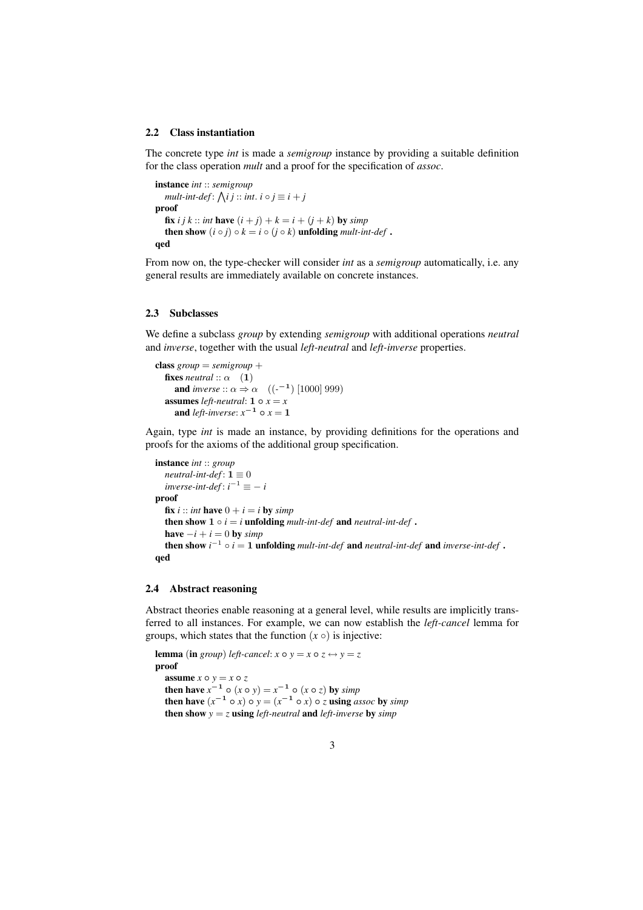### 2.2 Class instantiation

The concrete type *int* is made a *semigroup* instance by providing a suitable definition for the class operation *mult* and a proof for the specification of *assoc*.

```
instance int :: semigroup
  mult-int-def: ⋀i j :: int. i ∘ j ≡ i + j
proof
  fix i j k :: int have (i + j) + k = i + (j + k) by simp
  then show (i ∘ j) ∘ k = i ∘ (j ∘ k) unfolding mult-int-def .
qed
```

From now on, the type-checker will consider *int* as a *semigroup* automatically, i.e. any general results are immediately available on concrete instances.

### 2.3 Subclasses

We define a subclass *group* by extending *semigroup* with additional operations *neutral* and *inverse*, together with the usual *left-neutral* and *left-inverse* properties.

```
class group = semigroup +
  fixes neutral :: α   (1)
    and inverse :: α ⇒ α   ((-⁻¹) [1000] 999)
  assumes left-neutral: 1 ∘ x = x
    and left-inverse: x⁻¹ ∘ x = 1
```

Again, type *int* is made an instance, by providing definitions for the operations and proofs for the axioms of the additional group specification.

```
instance int :: group
  neutral-int-def: 1 ≡ 0
  inverse-int-def: i⁻¹ ≡ − i
proof
  fix i :: int have 0 + i = i by simp
  then show 1 ∘ i = i unfolding mult-int-def and neutral-int-def .
  have −i + i = 0 by simp
  then show i⁻¹ ∘ i = 1 unfolding mult-int-def and neutral-int-def and inverse-int-def .
qed
```

### 2.4 Abstract reasoning

Abstract theories enable reasoning at a general level, while results are implicitly transferred to all instances. For example, we can now establish the *left-cancel* lemma for groups, which states that the function $(x \circ)$ is injective:

```
lemma (in group) left-cancel: x ∘ y = x ∘ z ↔ y = z
proof
  assume x ∘ y = x ∘ z
  then have x⁻¹ ∘ (x ∘ y) = x⁻¹ ∘ (x ∘ z) by simp
  then have (x⁻¹ ∘ x) ∘ y = (x⁻¹ ∘ x) ∘ z using assoc by simp
  then show y = z using left-neutral and left-inverse by simp
```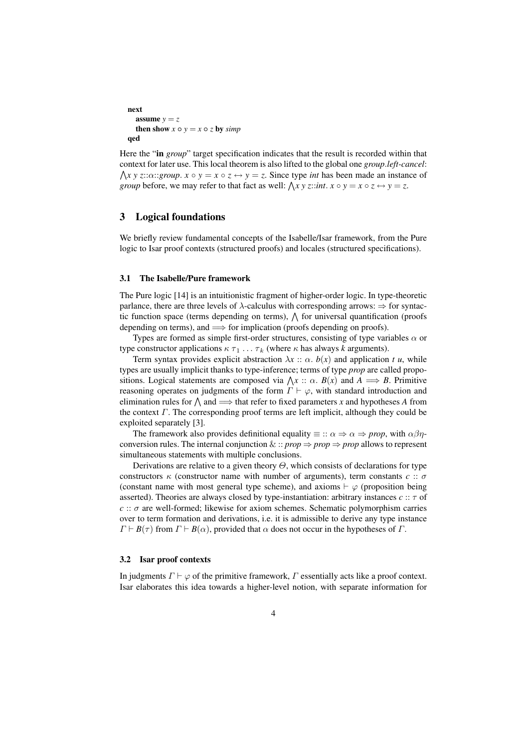```
next
  assume y = z
  then show x ∘ y = x ∘ z by simp
qed
```

Here the "**in** *group*" target specification indicates that the result is recorded within that context for later use. This local theorem is also lifted to the global one *group.left-cancel*: $\bigwedge x\ y\ z{::}\alpha{::}group.\ x \circ y = x \circ z \leftrightarrow y = z$. Since type *int* has been made an instance of *group* before, we may refer to that fact as well: $\bigwedge x\ y\ z{::}int.\ x \circ y = x \circ z \leftrightarrow y = z$.

## 3 Logical foundations

We briefly review fundamental concepts of the Isabelle/Isar framework, from the Pure logic to Isar proof contexts (structured proofs) and locales (structured specifications).

### 3.1 The Isabelle/Pure framework

The Pure logic [14] is an intuitionistic fragment of higher-order logic. In type-theoretic parlance, there are three levels of $\lambda$-calculus with corresponding arrows: $\Rightarrow$ for syntactic function space (terms depending on terms), $\bigwedge$ for universal quantification (proofs depending on terms), and $\Longrightarrow$ for implication (proofs depending on proofs).

Types are formed as simple first-order structures, consisting of type variables $\alpha$ or type constructor applications $\kappa\ \tau_1 \ldots \tau_k$ (where $\kappa$ has always $k$ arguments).

Term syntax provides explicit abstraction $\lambda x :: \alpha.\ b(x)$ and application $t\ u$, while types are usually implicit thanks to type-inference; terms of type *prop* are called propositions. Logical statements are composed via $\bigwedge x :: \alpha.\ B(x)$ and $A \Longrightarrow B$. Primitive reasoning operates on judgments of the form $\Gamma \vdash \varphi$, with standard introduction and elimination rules for $\bigwedge$ and $\Longrightarrow$ that refer to fixed parameters $x$ and hypotheses $A$ from the context $\Gamma$. The corresponding proof terms are left implicit, although they could be exploited separately [3].

The framework also provides definitional equality $\equiv :: \alpha \Rightarrow \alpha \Rightarrow prop$, with $\alpha\beta\eta$-conversion rules. The internal conjunction $\& :: prop \Rightarrow prop \Rightarrow prop$ allows to represent simultaneous statements with multiple conclusions.

Derivations are relative to a given theory $\Theta$, which consists of declarations for type constructors $\kappa$ (constructor name with number of arguments), term constants $c :: \sigma$ (constant name with most general type scheme), and axioms $\vdash \varphi$ (proposition being asserted). Theories are always closed by type-instantiation: arbitrary instances $c :: \tau$ of $c :: \sigma$ are well-formed; likewise for axiom schemes. Schematic polymorphism carries over to term formation and derivations, i.e. it is admissible to derive any type instance $\Gamma \vdash B(\tau)$ from $\Gamma \vdash B(\alpha)$, provided that $\alpha$ does not occur in the hypotheses of $\Gamma$.

### 3.2 Isar proof contexts

In judgments $\Gamma \vdash \varphi$ of the primitive framework, $\Gamma$ essentially acts like a proof context. Isar elaborates this idea towards a higher-level notion, with separate information for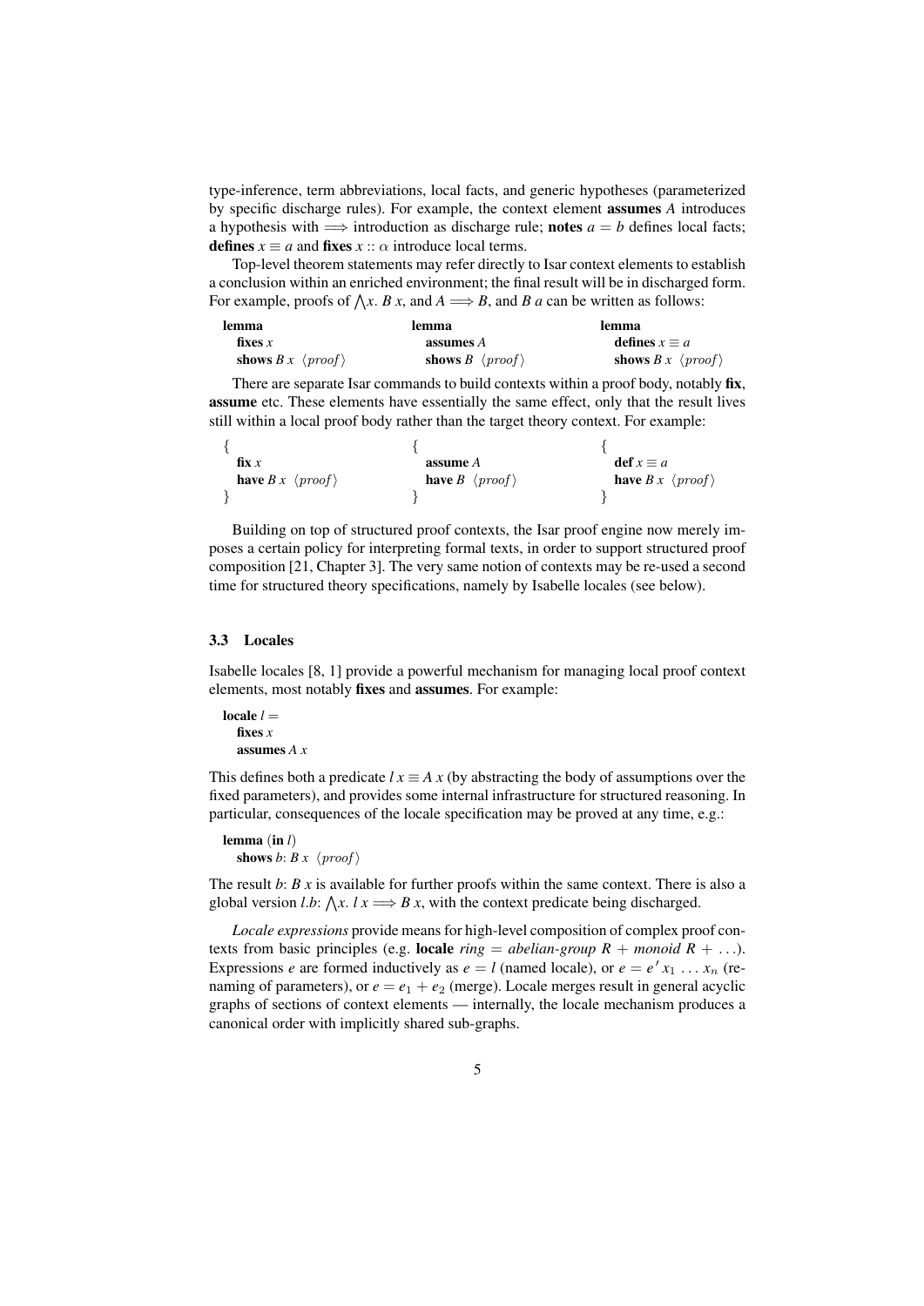type-inference, term abbreviations, local facts, and generic hypotheses (parameterized by specific discharge rules). For example, the context element **assumes** $A$ introduces a hypothesis with $\Longrightarrow$ introduction as discharge rule; **notes** $a = b$ defines local facts; **defines** $x \equiv a$ and **fixes** $x :: \alpha$ introduce local terms.

Top-level theorem statements may refer directly to Isar context elements to establish a conclusion within an enriched environment; the final result will be in discharged form. For example, proofs of $\bigwedge x.\ B\ x$, and $A \Longrightarrow B$, and $B\ a$ can be written as follows:

| | | |
|---|---|---|
| **lemma** | **lemma** | **lemma** |
| **fixes** $x$ | **assumes** $A$ | **defines** $x \equiv a$ |
| **shows** $B\ x$ $\langle proof \rangle$ | **shows** $B$ $\langle proof \rangle$ | **shows** $B\ x$ $\langle proof \rangle$ |

There are separate Isar commands to build contexts within a proof body, notably **fix**, **assume** etc. These elements have essentially the same effect, only that the result lives still within a local proof body rather than the target theory context. For example:

| | | |
|---|---|---|
| { | { | { |
| **fix** $x$ | **assume** $A$ | **def** $x \equiv a$ |
| **have** $B\ x$ $\langle proof \rangle$ | **have** $B$ $\langle proof \rangle$ | **have** $B\ x$ $\langle proof \rangle$ |
| } | } | } |

Building on top of structured proof contexts, the Isar proof engine now merely imposes a certain policy for interpreting formal texts, in order to support structured proof composition [21, Chapter 3]. The very same notion of contexts may be re-used a second time for structured theory specifications, namely by Isabelle locales (see below).

### 3.3 Locales

Isabelle locales [8, 1] provide a powerful mechanism for managing local proof context elements, most notably **fixes** and **assumes**. For example:

**locale** $l =$
  **fixes** $x$
  **assumes** $A\ x$

This defines both a predicate $l\ x \equiv A\ x$ (by abstracting the body of assumptions over the fixed parameters), and provides some internal infrastructure for structured reasoning. In particular, consequences of the locale specification may be proved at any time, e.g.:

**lemma** (**in** $l$)
  **shows** $b$: $B\ x$ $\langle proof \rangle$

The result $b$: $B\ x$ is available for further proofs within the same context. There is also a global version $l.b$: $\bigwedge x.\ l\ x \Longrightarrow B\ x$, with the context predicate being discharged.

*Locale expressions* provide means for high-level composition of complex proof contexts from basic principles (e.g. **locale** $ring = abelian\text{-}group\ R + monoid\ R + \ldots$). Expressions $e$ are formed inductively as $e = l$ (named locale), or $e = e'\ x_1\ \ldots\ x_n$ (renaming of parameters), or $e = e_1 + e_2$ (merge). Locale merges result in general acyclic graphs of sections of context elements — internally, the locale mechanism produces a canonical order with implicitly shared sub-graphs.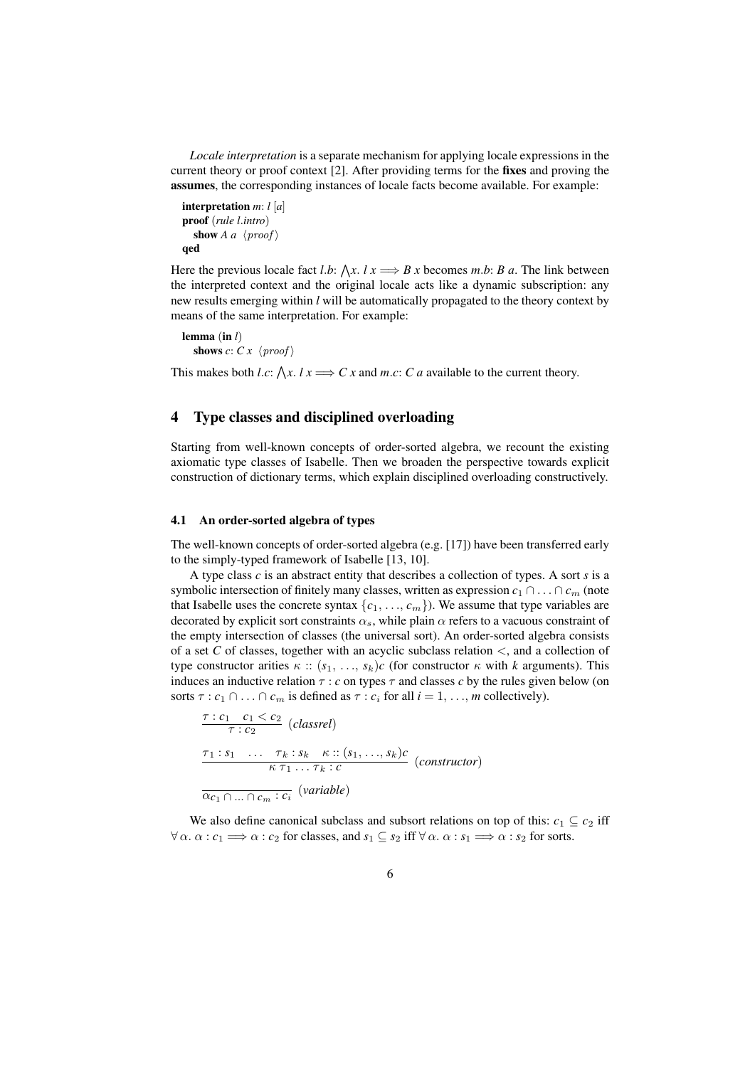*Locale interpretation* is a separate mechanism for applying locale expressions in the current theory or proof context [2]. After providing terms for the **fixes** and proving the **assumes**, the corresponding instances of locale facts become available. For example:

```
interpretation m: l [a]
proof (rule l.intro)
  show A a ⟨proof⟩
qed
```

Here the previous locale fact *l.b*: $\bigwedge x.\ l\ x \Longrightarrow B\ x$ becomes *m.b*: *B a*. The link between the interpreted context and the original locale acts like a dynamic subscription: any new results emerging within *l* will be automatically propagated to the theory context by means of the same interpretation. For example:

```
lemma (in l)
  shows c: C x ⟨proof⟩
```

This makes both *l.c*: $\bigwedge x.\ l\ x \Longrightarrow C\ x$ and *m.c*: *C a* available to the current theory.

## 4 Type classes and disciplined overloading

Starting from well-known concepts of order-sorted algebra, we recount the existing axiomatic type classes of Isabelle. Then we broaden the perspective towards explicit construction of dictionary terms, which explain disciplined overloading constructively.

### 4.1 An order-sorted algebra of types

The well-known concepts of order-sorted algebra (e.g. [17]) have been transferred early to the simply-typed framework of Isabelle [13, 10].

A type class *c* is an abstract entity that describes a collection of types. A sort *s* is a symbolic intersection of finitely many classes, written as expression $c_1 \cap \ldots \cap c_m$ (note that Isabelle uses the concrete syntax $\{c_1, \ldots, c_m\}$). We assume that type variables are decorated by explicit sort constraints $\alpha_s$, while plain $\alpha$ refers to a vacuous constraint of the empty intersection of classes (the universal sort). An order-sorted algebra consists of a set *C* of classes, together with an acyclic subclass relation $<$, and a collection of type constructor arities $\kappa :: (s_1, \ldots, s_k)c$ (for constructor $\kappa$ with *k* arguments). This induces an inductive relation $\tau : c$ on types $\tau$ and classes *c* by the rules given below (on sorts $\tau : c_1 \cap \ldots \cap c_m$ is defined as $\tau : c_i$ for all $i = 1, \ldots, m$ collectively).

$$\frac{\tau : c_1 \quad c_1 < c_2}{\tau : c_2}\ (\textit{classrel})$$

$$\frac{\tau_1 : s_1 \quad \ldots \quad \tau_k : s_k \quad \kappa :: (s_1, \ldots, s_k)c}{\kappa\ \tau_1 \ldots \tau_k : c}\ (\textit{constructor})$$

$$\frac{}{\alpha_{c_1 \cap \ldots \cap c_m} : c_i}\ (\textit{variable})$$

We also define canonical subclass and subsort relations on top of this: $c_1 \subseteq c_2$ iff $\forall \alpha.\ \alpha : c_1 \Longrightarrow \alpha : c_2$ for classes, and $s_1 \subseteq s_2$ iff $\forall \alpha.\ \alpha : s_1 \Longrightarrow \alpha : s_2$ for sorts.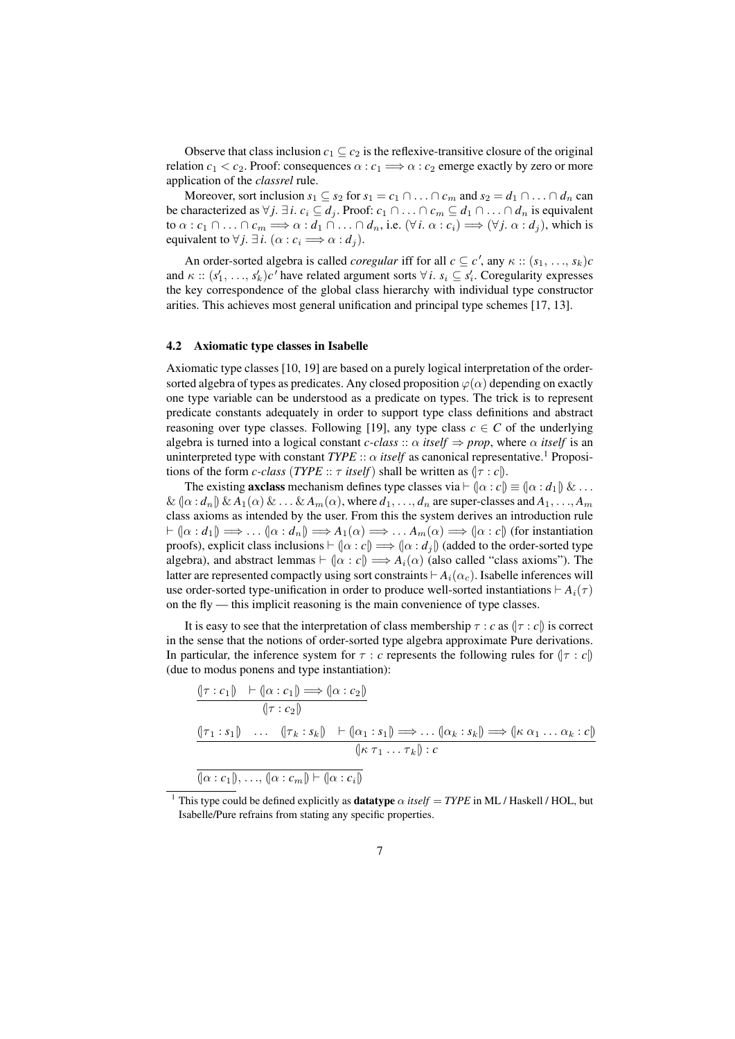Observe that class inclusion $c_1 \subseteq c_2$ is the reflexive-transitive closure of the original relation $c_1 < c_2$. Proof: consequences $\alpha : c_1 \Longrightarrow \alpha : c_2$ emerge exactly by zero or more application of the *classrel* rule.

Moreover, sort inclusion $s_1 \subseteq s_2$ for $s_1 = c_1 \cap \ldots \cap c_m$ and $s_2 = d_1 \cap \ldots \cap d_n$ can be characterized as $\forall j.\ \exists i.\ c_i \subseteq d_j$. Proof: $c_1 \cap \ldots \cap c_m \subseteq d_1 \cap \ldots \cap d_n$ is equivalent to $\alpha : c_1 \cap \ldots \cap c_m \Longrightarrow \alpha : d_1 \cap \ldots \cap d_n$, i.e. $(\forall i.\ \alpha : c_i) \Longrightarrow (\forall j.\ \alpha : d_j)$, which is equivalent to $\forall j.\ \exists i.\ (\alpha : c_i \Longrightarrow \alpha : d_j)$.

An order-sorted algebra is called *coregular* iff for all $c \subseteq c'$, any $\kappa :: (s_1, \ldots, s_k)c$ and $\kappa :: (s'_1, \ldots, s'_k)c'$ have related argument sorts $\forall i.\ s_i \subseteq s'_i$. Coregularity expresses the key correspondence of the global class hierarchy with individual type constructor arities. This achieves most general unification and principal type schemes [17, 13].

### 4.2 Axiomatic type classes in Isabelle

Axiomatic type classes [10, 19] are based on a purely logical interpretation of the order-sorted algebra of types as predicates. Any closed proposition $\varphi(\alpha)$ depending on exactly one type variable can be understood as a predicate on types. The trick is to represent predicate constants adequately in order to support type class definitions and abstract reasoning over type classes. Following [19], any type class $c \in C$ of the underlying algebra is turned into a logical constant $c\text{-}class :: \alpha\ itself \Rightarrow prop$, where $\alpha\ itself$ is an uninterpreted type with constant $TYPE :: \alpha\ itself$ as canonical representative.[1] Propositions of the form $c\text{-}class\ (TYPE :: \tau\ itself)$ shall be written as $(\!|\tau : c|\!)$.

The existing **axclass** mechanism defines type classes via $\vdash (\!|\alpha : c|\!) \equiv (\!|\alpha : d_1|\!)\ \&\ \ldots\ \&\ (\!|\alpha : d_n|\!)\ \&\ A_1(\alpha)\ \&\ \ldots\ \&\ A_m(\alpha)$, where $d_1, \ldots, d_n$ are super-classes and $A_1, \ldots, A_m$ class axioms as intended by the user. From this the system derives an introduction rule $\vdash (\!|\alpha : d_1|\!) \Longrightarrow \ldots (\!|\alpha : d_n|\!) \Longrightarrow A_1(\alpha) \Longrightarrow \ldots A_m(\alpha) \Longrightarrow (\!|\alpha : c|\!)$ (for instantiation proofs), explicit class inclusions $\vdash (\!|\alpha : c|\!) \Longrightarrow (\!|\alpha : d_j|\!)$ (added to the order-sorted type algebra), and abstract lemmas $\vdash (\!|\alpha : c|\!) \Longrightarrow A_i(\alpha)$ (also called "class axioms"). The latter are represented compactly using sort constraints $\vdash A_i(\alpha_c)$. Isabelle inferences will use order-sorted type-unification in order to produce well-sorted instantiations $\vdash A_i(\tau)$ on the fly — this implicit reasoning is the main convenience of type classes.

It is easy to see that the interpretation of class membership $\tau : c$ as $(\!|\tau : c|\!)$ is correct in the sense that the notions of order-sorted type algebra approximate Pure derivations. In particular, the inference system for $\tau : c$ represents the following rules for $(\!|\tau : c|\!)$ (due to modus ponens and type instantiation):

$$\frac{(\!|\tau : c_1|\!) \quad \vdash (\!|\alpha : c_1|\!) \Longrightarrow (\!|\alpha : c_2|\!)}{(\!|\tau : c_2|\!)}$$

$$\frac{(\!|\tau_1 : s_1|\!) \quad \ldots \quad (\!|\tau_k : s_k|\!) \quad \vdash (\!|\alpha_1 : s_1|\!) \Longrightarrow \ldots (\!|\alpha_k : s_k|\!) \Longrightarrow (\!|\kappa\ \alpha_1 \ldots \alpha_k : c|\!)}{(\!|\kappa\ \tau_1 \ldots \tau_k|\!) : c}$$

$$\frac{}{(\!|\alpha : c_1|\!), \ldots, (\!|\alpha : c_m|\!) \vdash (\!|\alpha : c_i|\!)}$$

[1] This type could be defined explicitly as **datatype** $\alpha\ itself = TYPE$ in ML / Haskell / HOL, but Isabelle/Pure refrains from stating any specific properties.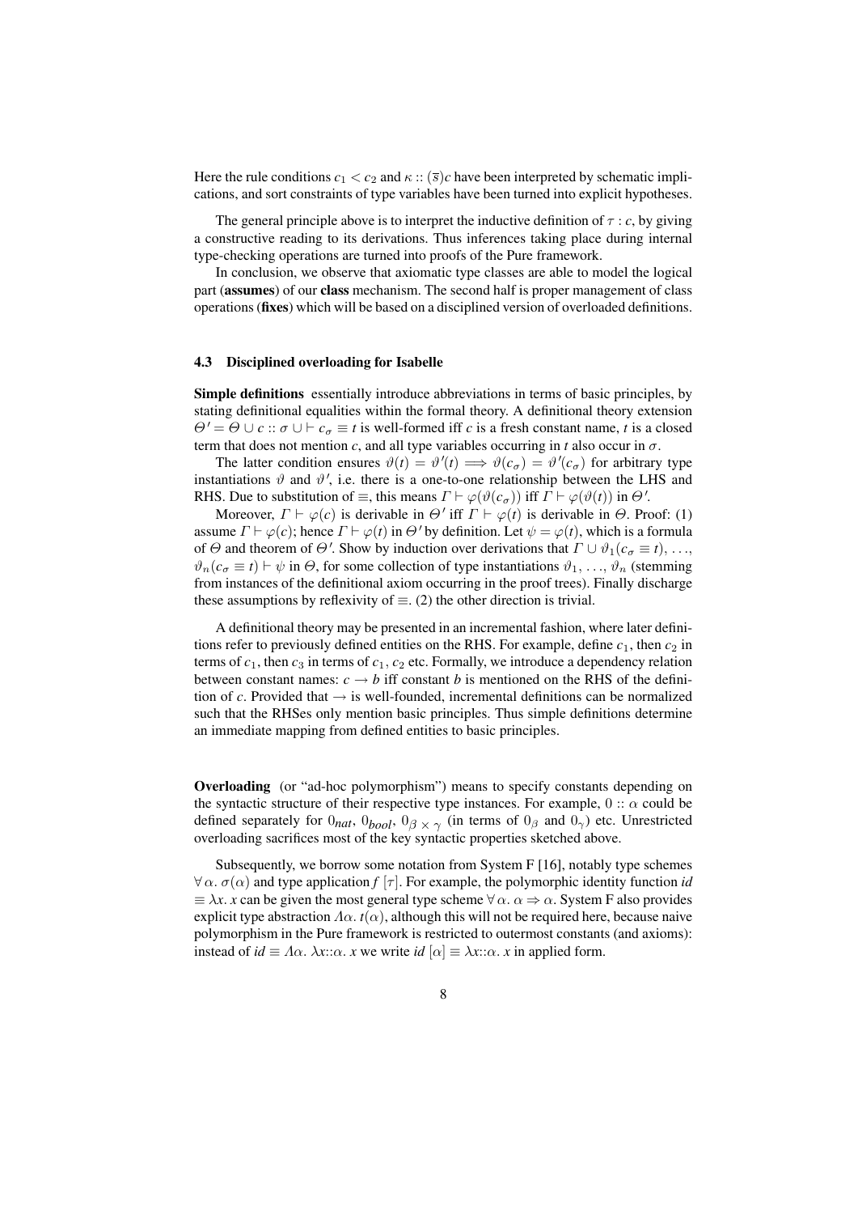Here the rule conditions $c_1 < c_2$ and $\kappa :: (\overline{s})c$ have been interpreted by schematic implications, and sort constraints of type variables have been turned into explicit hypotheses.

The general principle above is to interpret the inductive definition of $\tau : c$, by giving a constructive reading to its derivations. Thus inferences taking place during internal type-checking operations are turned into proofs of the Pure framework.

In conclusion, we observe that axiomatic type classes are able to model the logical part (**assumes**) of our **class** mechanism. The second half is proper management of class operations (**fixes**) which will be based on a disciplined version of overloaded definitions.

### 4.3 Disciplined overloading for Isabelle

**Simple definitions** essentially introduce abbreviations in terms of basic principles, by stating definitional equalities within the formal theory. A definitional theory extension $\Theta' = \Theta \cup c :: \sigma \cup \vdash c_\sigma \equiv t$ is well-formed iff $c$ is a fresh constant name, $t$ is a closed term that does not mention $c$, and all type variables occurring in $t$ also occur in $\sigma$.

The latter condition ensures $\vartheta(t) = \vartheta'(t) \Longrightarrow \vartheta(c_\sigma) = \vartheta'(c_\sigma)$ for arbitrary type instantiations $\vartheta$ and $\vartheta'$, i.e. there is a one-to-one relationship between the LHS and RHS. Due to substitution of $\equiv$, this means $\Gamma \vdash \varphi(\vartheta(c_\sigma))$ iff $\Gamma \vdash \varphi(\vartheta(t))$ in $\Theta'$.

Moreover, $\Gamma \vdash \varphi(c)$ is derivable in $\Theta'$ iff $\Gamma \vdash \varphi(t)$ is derivable in $\Theta$. Proof: (1) assume $\Gamma \vdash \varphi(c)$; hence $\Gamma \vdash \varphi(t)$ in $\Theta'$ by definition. Let $\psi = \varphi(t)$, which is a formula of $\Theta$ and theorem of $\Theta'$. Show by induction over derivations that $\Gamma \cup \vartheta_1(c_\sigma \equiv t), \ldots, \vartheta_n(c_\sigma \equiv t) \vdash \psi$ in $\Theta$, for some collection of type instantiations $\vartheta_1, \ldots, \vartheta_n$ (stemming from instances of the definitional axiom occurring in the proof trees). Finally discharge these assumptions by reflexivity of $\equiv$. (2) the other direction is trivial.

A definitional theory may be presented in an incremental fashion, where later definitions refer to previously defined entities on the RHS. For example, define $c_1$, then $c_2$ in terms of $c_1$, then $c_3$ in terms of $c_1$, $c_2$ etc. Formally, we introduce a dependency relation between constant names: $c \to b$ iff constant $b$ is mentioned on the RHS of the definition of $c$. Provided that $\to$ is well-founded, incremental definitions can be normalized such that the RHSes only mention basic principles. Thus simple definitions determine an immediate mapping from defined entities to basic principles.

**Overloading** (or "ad-hoc polymorphism") means to specify constants depending on the syntactic structure of their respective type instances. For example, $0 :: \alpha$ could be defined separately for $0_{nat}$, $0_{bool}$, $0_{\beta \times \gamma}$ (in terms of $0_\beta$ and $0_\gamma$) etc. Unrestricted overloading sacrifices most of the key syntactic properties sketched above.

Subsequently, we borrow some notation from System F [16], notably type schemes $\forall\, \alpha.\ \sigma(\alpha)$ and type application $f\ [\tau]$. For example, the polymorphic identity function *id* $\equiv \lambda x.\ x$ can be given the most general type scheme $\forall\, \alpha.\ \alpha \Rightarrow \alpha$. System F also provides explicit type abstraction $\Lambda\alpha.\ t(\alpha)$, although this will not be required here, because naive polymorphism in the Pure framework is restricted to outermost constants (and axioms): instead of $id \equiv \Lambda\alpha.\ \lambda x{::}\alpha.\ x$ we write $id\ [\alpha] \equiv \lambda x{::}\alpha.\ x$ in applied form.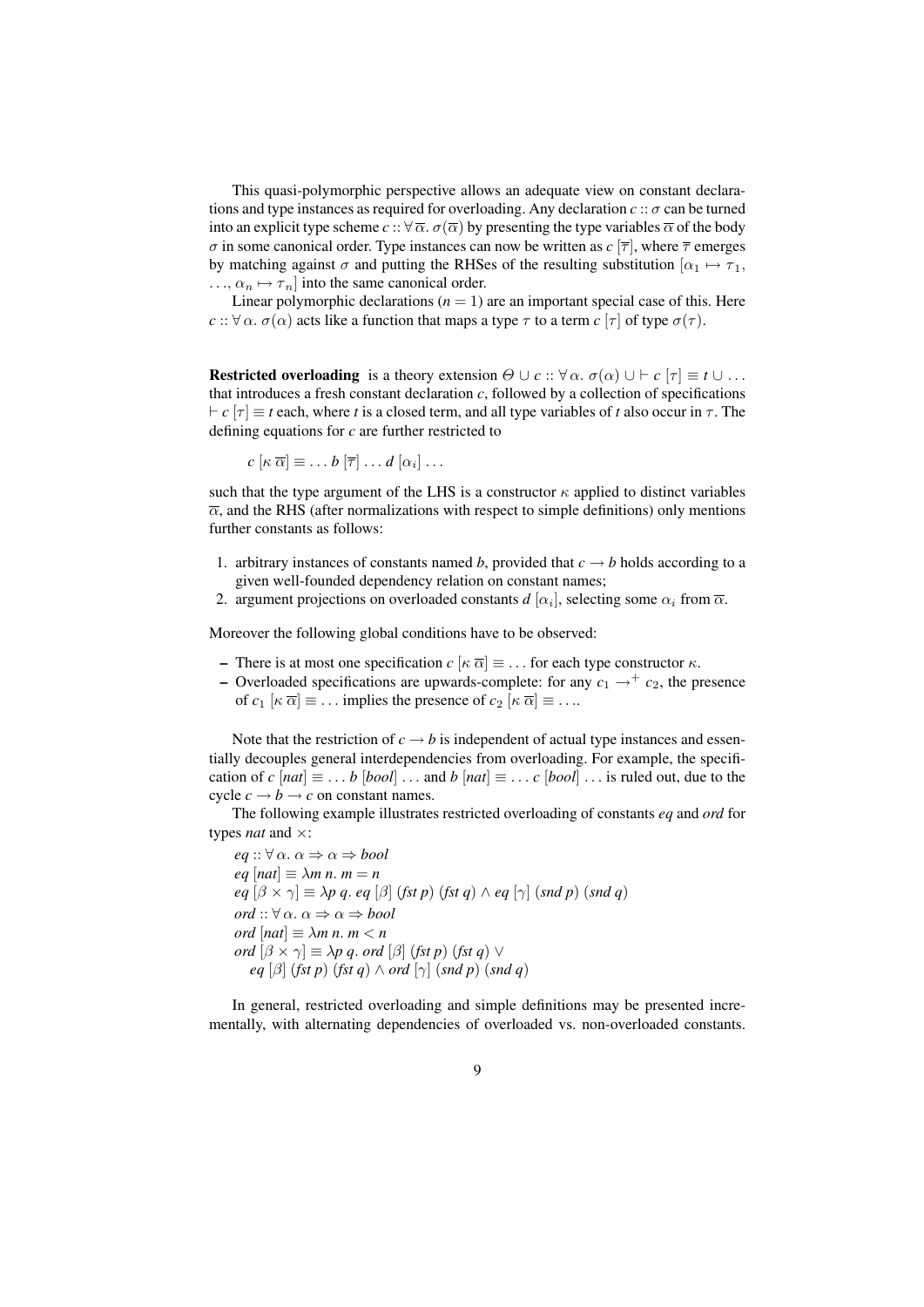This quasi-polymorphic perspective allows an adequate view on constant declarations and type instances as required for overloading. Any declaration $c :: \sigma$ can be turned into an explicit type scheme $c :: \forall\,\overline{\alpha}.\ \sigma(\overline{\alpha})$ by presenting the type variables $\overline{\alpha}$ of the body $\sigma$ in some canonical order. Type instances can now be written as $c\ [\overline{\tau}]$, where $\overline{\tau}$ emerges by matching against $\sigma$ and putting the RHSes of the resulting substitution $[\alpha_1 \mapsto \tau_1, \ldots, \alpha_n \mapsto \tau_n]$ into the same canonical order.

Linear polymorphic declarations ($n = 1$) are an important special case of this. Here $c :: \forall\,\alpha.\ \sigma(\alpha)$ acts like a function that maps a type $\tau$ to a term $c\ [\tau]$ of type $\sigma(\tau)$.

**Restricted overloading** is a theory extension $\Theta \cup c :: \forall\,\alpha.\ \sigma(\alpha) \cup \vdash c\ [\tau] \equiv t \cup \ldots$ that introduces a fresh constant declaration $c$, followed by a collection of specifications $\vdash c\ [\tau] \equiv t$ each, where $t$ is a closed term, and all type variables of $t$ also occur in $\tau$. The defining equations for $c$ are further restricted to

$$c\ [\kappa\ \overline{\alpha}] \equiv \ldots b\ [\overline{\tau}] \ldots d\ [\alpha_i] \ldots$$

such that the type argument of the LHS is a constructor $\kappa$ applied to distinct variables $\overline{\alpha}$, and the RHS (after normalizations with respect to simple definitions) only mentions further constants as follows:

1. arbitrary instances of constants named $b$, provided that $c \rightarrow b$ holds according to a given well-founded dependency relation on constant names;
2. argument projections on overloaded constants $d\ [\alpha_i]$, selecting some $\alpha_i$ from $\overline{\alpha}$.

Moreover the following global conditions have to be observed:

- There is at most one specification $c\ [\kappa\ \overline{\alpha}] \equiv \ldots$ for each type constructor $\kappa$.
- Overloaded specifications are upwards-complete: for any $c_1 \rightarrow^+ c_2$, the presence of $c_1\ [\kappa\ \overline{\alpha}] \equiv \ldots$ implies the presence of $c_2\ [\kappa\ \overline{\alpha}] \equiv \ldots$.

Note that the restriction of $c \rightarrow b$ is independent of actual type instances and essentially decouples general interdependencies from overloading. For example, the specification of $c\ [nat] \equiv \ldots b\ [bool] \ldots$ and $b\ [nat] \equiv \ldots c\ [bool] \ldots$ is ruled out, due to the cycle $c \rightarrow b \rightarrow c$ on constant names.

The following example illustrates restricted overloading of constants *eq* and *ord* for types *nat* and $\times$:

$$
\begin{array}{l}
eq :: \forall\,\alpha.\ \alpha \Rightarrow \alpha \Rightarrow bool \\
eq\ [nat] \equiv \lambda m\ n.\ m = n \\
eq\ [\beta \times \gamma] \equiv \lambda p\ q.\ eq\ [\beta]\ (fst\ p)\ (fst\ q) \wedge eq\ [\gamma]\ (snd\ p)\ (snd\ q) \\
ord :: \forall\,\alpha.\ \alpha \Rightarrow \alpha \Rightarrow bool \\
ord\ [nat] \equiv \lambda m\ n.\ m < n \\
ord\ [\beta \times \gamma] \equiv \lambda p\ q.\ ord\ [\beta]\ (fst\ p)\ (fst\ q) \vee \\
\quad eq\ [\beta]\ (fst\ p)\ (fst\ q) \wedge ord\ [\gamma]\ (snd\ p)\ (snd\ q)
\end{array}
$$

In general, restricted overloading and simple definitions may be presented incrementally, with alternating dependencies of overloaded vs. non-overloaded constants.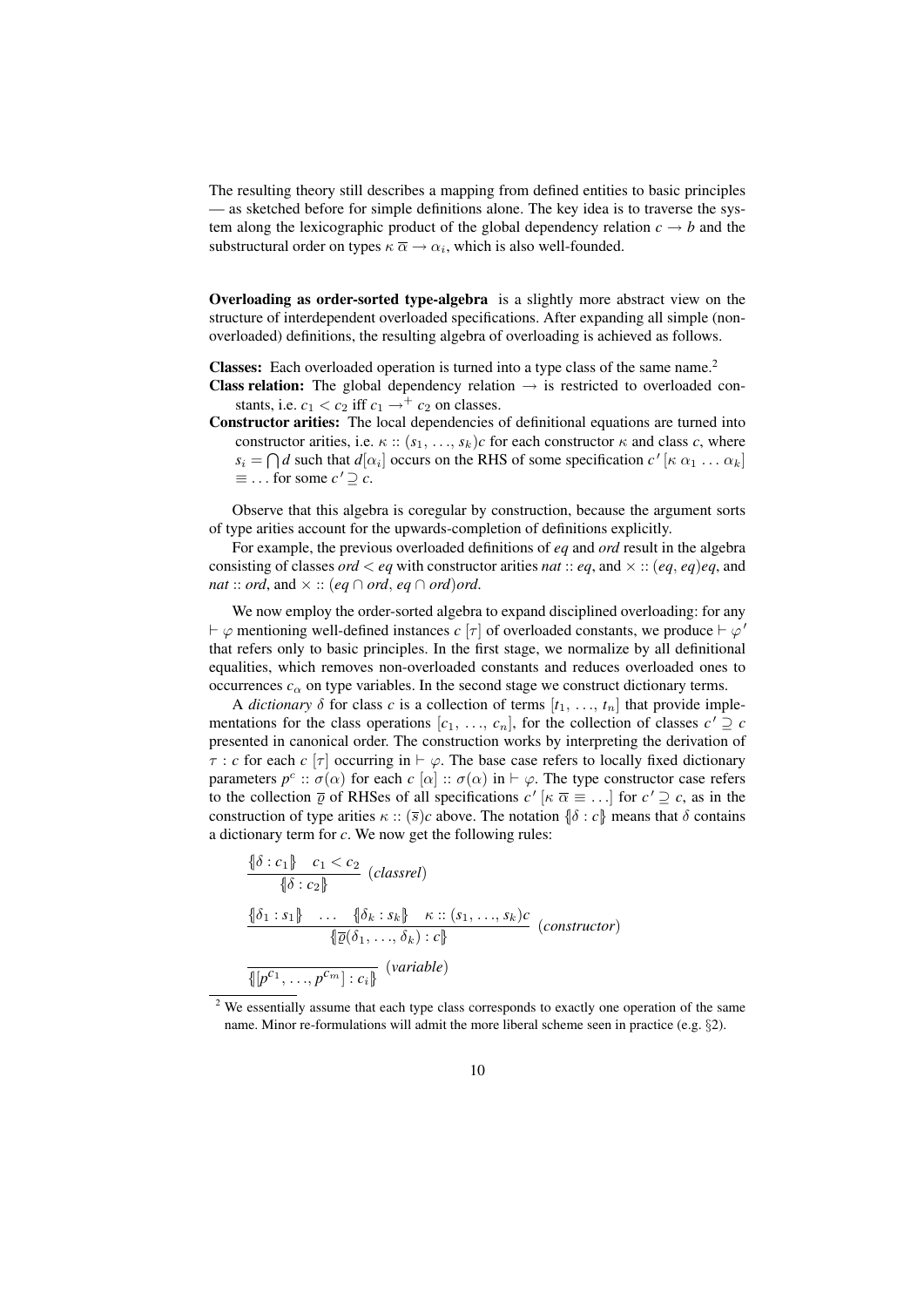The resulting theory still describes a mapping from defined entities to basic principles — as sketched before for simple definitions alone. The key idea is to traverse the system along the lexicographic product of the global dependency relation $c \rightarrow b$ and the substructural order on types $\kappa\ \overline{\alpha} \rightarrow \alpha_i$, which is also well-founded.

**Overloading as order-sorted type-algebra** is a slightly more abstract view on the structure of interdependent overloaded specifications. After expanding all simple (non-overloaded) definitions, the resulting algebra of overloading is achieved as follows.

**Classes:** Each overloaded operation is turned into a type class of the same name.[2]

**Class relation:** The global dependency relation $\rightarrow$ is restricted to overloaded constants, i.e. $c_1 < c_2$ iff $c_1 \rightarrow^+ c_2$ on classes.

**Constructor arities:** The local dependencies of definitional equations are turned into constructor arities, i.e. $\kappa :: (s_1, \ldots, s_k)c$ for each constructor $\kappa$ and class $c$, where $s_i = \bigcap d$ such that $d[\alpha_i]$ occurs on the RHS of some specification $c'\,[\kappa\ \alpha_1 \ldots \alpha_k] \equiv \ldots$ for some $c' \supseteq c$.

Observe that this algebra is coregular by construction, because the argument sorts of type arities account for the upwards-completion of definitions explicitly.

For example, the previous overloaded definitions of *eq* and *ord* result in the algebra consisting of classes $ord < eq$ with constructor arities $nat :: eq$, and $\times :: (eq, eq)eq$, and $nat :: ord$, and $\times :: (eq \cap ord, eq \cap ord)ord$.

We now employ the order-sorted algebra to expand disciplined overloading: for any $\vdash \varphi$ mentioning well-defined instances $c\ [\tau]$ of overloaded constants, we produce $\vdash \varphi'$ that refers only to basic principles. In the first stage, we normalize by all definitional equalities, which removes non-overloaded constants and reduces overloaded ones to occurrences $c_\alpha$ on type variables. In the second stage we construct dictionary terms.

A *dictionary* $\delta$ for class $c$ is a collection of terms $[t_1, \ldots, t_n]$ that provide implementations for the class operations $[c_1, \ldots, c_n]$, for the collection of classes $c' \supseteq c$ presented in canonical order. The construction works by interpreting the derivation of $\tau : c$ for each $c\ [\tau]$ occurring in $\vdash \varphi$. The base case refers to locally fixed dictionary parameters $p^c :: \sigma(\alpha)$ for each $c\ [\alpha] :: \sigma(\alpha)$ in $\vdash \varphi$. The type constructor case refers to the collection $\overline{\varrho}$ of RHSes of all specifications $c'\ [\kappa\ \overline{\alpha} \equiv \ldots]$ for $c' \supseteq c$, as in the construction of type arities $\kappa :: (\overline{s})c$ above. The notation $\{\!|\delta : c|\!\}$ means that $\delta$ contains a dictionary term for $c$. We now get the following rules:

$$\frac{\{\!|\delta : c_1|\!\} \quad c_1 < c_2}{\{\!|\delta : c_2|\!\}} \ (\textit{classrel})$$

$$\frac{\{\!|\delta_1 : s_1|\!\} \quad \ldots \quad \{\!|\delta_k : s_k|\!\} \quad \kappa :: (s_1, \ldots, s_k)c}{\{\!|\overline{\varrho}(\delta_1, \ldots, \delta_k) : c|\!\}} \ (\textit{constructor})$$

$$\frac{}{\{\!|[p^{c_1}, \ldots, p^{c_m}] : c_i|\!\}} \ (\textit{variable})$$

[2] We essentially assume that each type class corresponds to exactly one operation of the same name. Minor re-formulations will admit the more liberal scheme seen in practice (e.g. §2).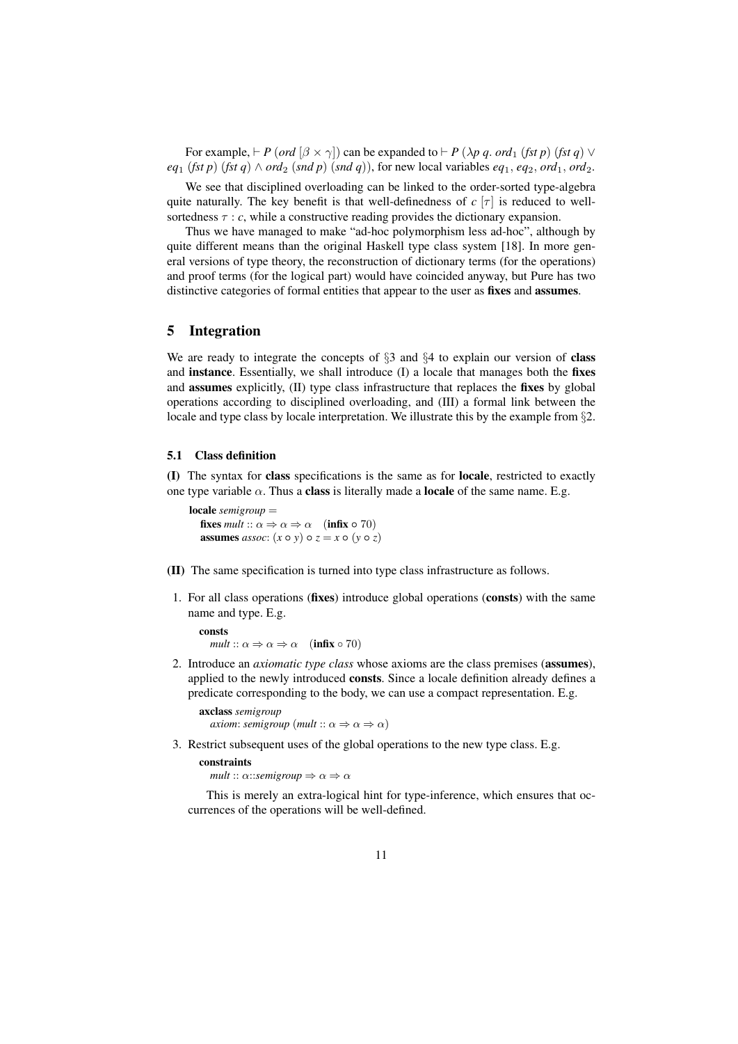For example, $\vdash P\ (ord\ [\beta \times \gamma])$ can be expanded to $\vdash P\ (\lambda p\ q.\ ord_1\ (fst\ p)\ (fst\ q) \vee eq_1\ (fst\ p)\ (fst\ q) \wedge ord_2\ (snd\ p)\ (snd\ q))$, for new local variables $eq_1$, $eq_2$, $ord_1$, $ord_2$.

We see that disciplined overloading can be linked to the order-sorted type-algebra quite naturally. The key benefit is that well-definedness of $c\ [\tau]$ is reduced to well-sortedness $\tau : c$, while a constructive reading provides the dictionary expansion.

Thus we have managed to make "ad-hoc polymorphism less ad-hoc", although by quite different means than the original Haskell type class system [18]. In more general versions of type theory, the reconstruction of dictionary terms (for the operations) and proof terms (for the logical part) would have coincided anyway, but Pure has two distinctive categories of formal entities that appear to the user as **fixes** and **assumes**.

## 5 Integration

We are ready to integrate the concepts of §3 and §4 to explain our version of **class** and **instance**. Essentially, we shall introduce (I) a locale that manages both the **fixes** and **assumes** explicitly, (II) type class infrastructure that replaces the **fixes** by global operations according to disciplined overloading, and (III) a formal link between the locale and type class by locale interpretation. We illustrate this by the example from §2.

### 5.1 Class definition

**(I)** The syntax for **class** specifications is the same as for **locale**, restricted to exactly one type variable $\alpha$. Thus a **class** is literally made a **locale** of the same name. E.g.

**locale** *semigroup* =
  **fixes** *mult* :: $\alpha \Rightarrow \alpha \Rightarrow \alpha$ (**infix** $\circ$ 70)
  **assumes** *assoc*: $(x \circ y) \circ z = x \circ (y \circ z)$

**(II)** The same specification is turned into type class infrastructure as follows.

1. For all class operations (**fixes**) introduce global operations (**consts**) with the same name and type. E.g.

   **consts**
     *mult* :: $\alpha \Rightarrow \alpha \Rightarrow \alpha$ (**infix** $\circ$ 70)

2. Introduce an *axiomatic type class* whose axioms are the class premises (**assumes**), applied to the newly introduced **consts**. Since a locale definition already defines a predicate corresponding to the body, we can use a compact representation. E.g.

   **axclass** *semigroup*
     *axiom*: *semigroup* (*mult* :: $\alpha \Rightarrow \alpha \Rightarrow \alpha$)

3. Restrict subsequent uses of the global operations to the new type class. E.g.

   **constraints**
     *mult* :: $\alpha$::*semigroup* $\Rightarrow \alpha \Rightarrow \alpha$

   This is merely an extra-logical hint for type-inference, which ensures that occurrences of the operations will be well-defined.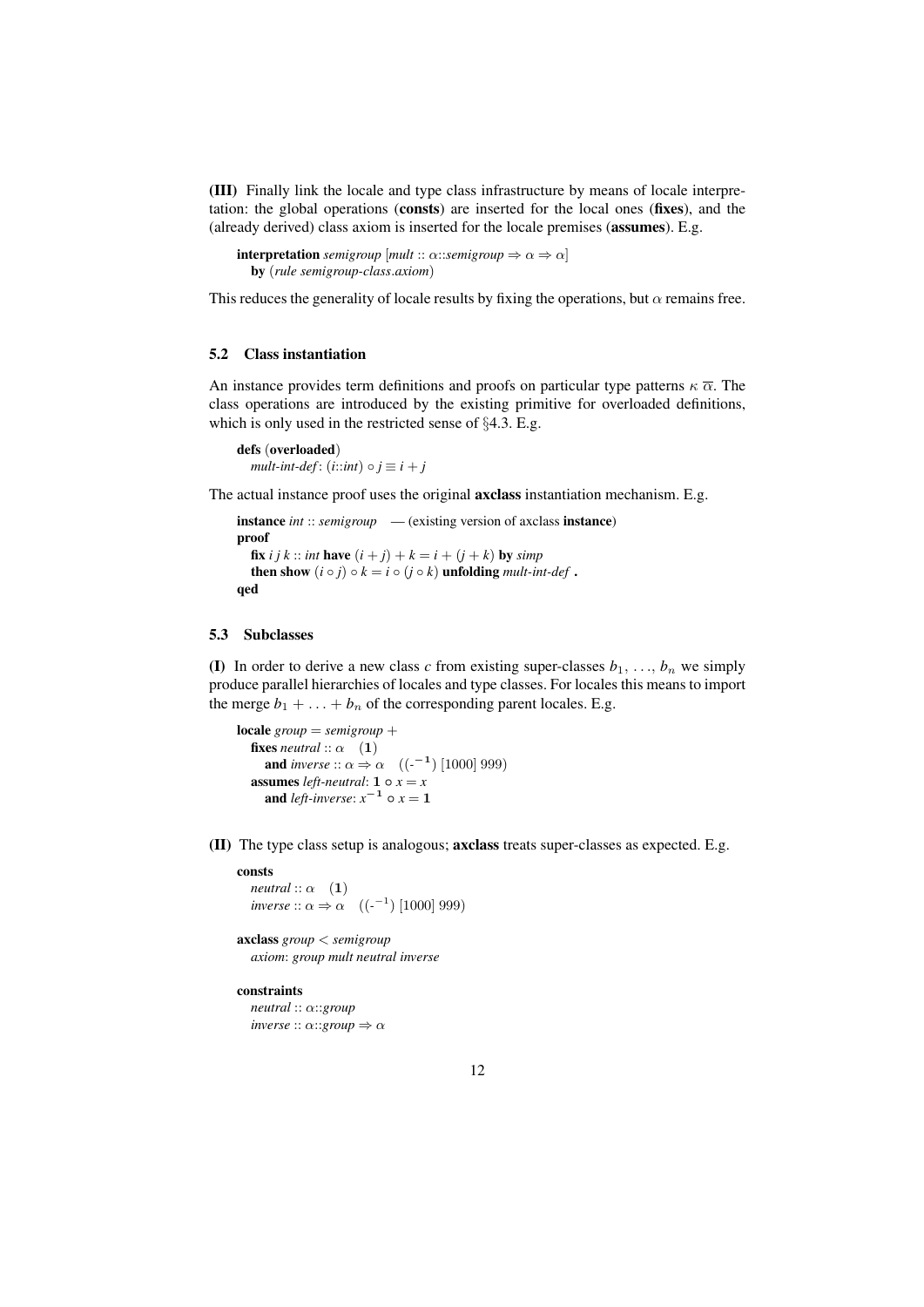**(III)** Finally link the locale and type class infrastructure by means of locale interpretation: the global operations (**consts**) are inserted for the local ones (**fixes**), and the (already derived) class axiom is inserted for the locale premises (**assumes**). E.g.

> **interpretation** *semigroup* [*mult* :: $\alpha$::*semigroup* $\Rightarrow \alpha \Rightarrow \alpha$]
>   **by** (*rule semigroup-class.axiom*)

This reduces the generality of locale results by fixing the operations, but $\alpha$ remains free.

### 5.2 Class instantiation

An instance provides term definitions and proofs on particular type patterns $\kappa\ \overline{\alpha}$. The class operations are introduced by the existing primitive for overloaded definitions, which is only used in the restricted sense of §4.3. E.g.

> **defs** (**overloaded**)
>   *mult-int-def*: $(i$::*int*$) \circ j \equiv i + j$

The actual instance proof uses the original **axclass** instantiation mechanism. E.g.

> **instance** *int* :: *semigroup* — (existing version of axclass **instance**)
> **proof**
>   **fix** *i j k* :: *int* **have** $(i + j) + k = i + (j + k)$ **by** *simp*
>   **then show** $(i \circ j) \circ k = i \circ (j \circ k)$ **unfolding** *mult-int-def* **.**
> **qed**

### 5.3 Subclasses

**(I)** In order to derive a new class $c$ from existing super-classes $b_1, \ldots, b_n$ we simply produce parallel hierarchies of locales and type classes. For locales this means to import the merge $b_1 + \ldots + b_n$ of the corresponding parent locales. E.g.

> **locale** *group* = *semigroup* +
>   **fixes** *neutral* :: $\alpha$ $(\mathbf{1})$
>     **and** *inverse* :: $\alpha \Rightarrow \alpha$ $((\text{-}^{-\mathbf{1}})\ [1000]\ 999)$
>   **assumes** *left-neutral*: $\mathbf{1} \circ x = x$
>     **and** *left-inverse*: $x^{-\mathbf{1}} \circ x = \mathbf{1}$

**(II)** The type class setup is analogous; **axclass** treats super-classes as expected. E.g.

> **consts**
>   *neutral* :: $\alpha$ $(\mathbf{1})$
>   *inverse* :: $\alpha \Rightarrow \alpha$ $((\text{-}^{-1})\ [1000]\ 999)$
>
> **axclass** *group* < *semigroup*
>   *axiom*: *group mult neutral inverse*
>
> **constraints**
>   *neutral* :: $\alpha$::*group*
>   *inverse* :: $\alpha$::*group* $\Rightarrow \alpha$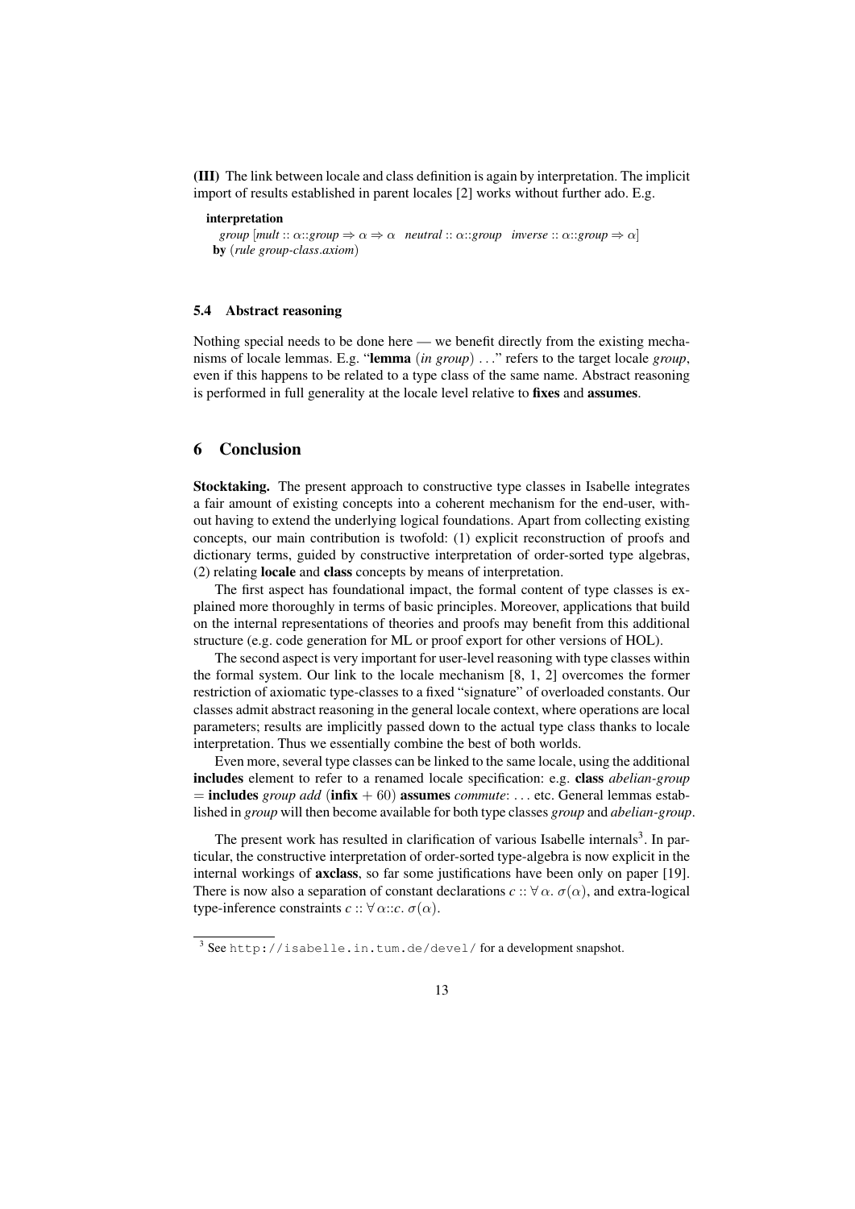**(III)** The link between locale and class definition is again by interpretation. The implicit import of results established in parent locales [2] works without further ado. E.g.

**interpretation**
  *group* [*mult* :: $\alpha$::*group* $\Rightarrow \alpha \Rightarrow \alpha$   *neutral* :: $\alpha$::*group*   *inverse* :: $\alpha$::*group* $\Rightarrow \alpha$]
 **by** (*rule group-class.axiom*)

### 5.4 Abstract reasoning

Nothing special needs to be done here — we benefit directly from the existing mechanisms of locale lemmas. E.g. "**lemma** (*in group*) ..." refers to the target locale *group*, even if this happens to be related to a type class of the same name. Abstract reasoning is performed in full generality at the locale level relative to **fixes** and **assumes**.

## 6 Conclusion

**Stocktaking.** The present approach to constructive type classes in Isabelle integrates a fair amount of existing concepts into a coherent mechanism for the end-user, without having to extend the underlying logical foundations. Apart from collecting existing concepts, our main contribution is twofold: (1) explicit reconstruction of proofs and dictionary terms, guided by constructive interpretation of order-sorted type algebras, (2) relating **locale** and **class** concepts by means of interpretation.

The first aspect has foundational impact, the formal content of type classes is explained more thoroughly in terms of basic principles. Moreover, applications that build on the internal representations of theories and proofs may benefit from this additional structure (e.g. code generation for ML or proof export for other versions of HOL).

The second aspect is very important for user-level reasoning with type classes within the formal system. Our link to the locale mechanism [8, 1, 2] overcomes the former restriction of axiomatic type-classes to a fixed "signature" of overloaded constants. Our classes admit abstract reasoning in the general locale context, where operations are local parameters; results are implicitly passed down to the actual type class thanks to locale interpretation. Thus we essentially combine the best of both worlds.

Even more, several type classes can be linked to the same locale, using the additional **includes** element to refer to a renamed locale specification: e.g. **class** *abelian-group* = **includes** *group add* (**infix** $+$ 60) **assumes** *commute*: ... etc. General lemmas established in *group* will then become available for both type classes *group* and *abelian-group*.

The present work has resulted in clarification of various Isabelle internals[3]. In particular, the constructive interpretation of order-sorted type-algebra is now explicit in the internal workings of **axclass**, so far some justifications have been only on paper [19]. There is now also a separation of constant declarations $c :: \forall\, \alpha.\ \sigma(\alpha)$, and extra-logical type-inference constraints $c :: \forall\, \alpha{::}c.\ \sigma(\alpha)$.

[3] See http://isabelle.in.tum.de/devel/ for a development snapshot.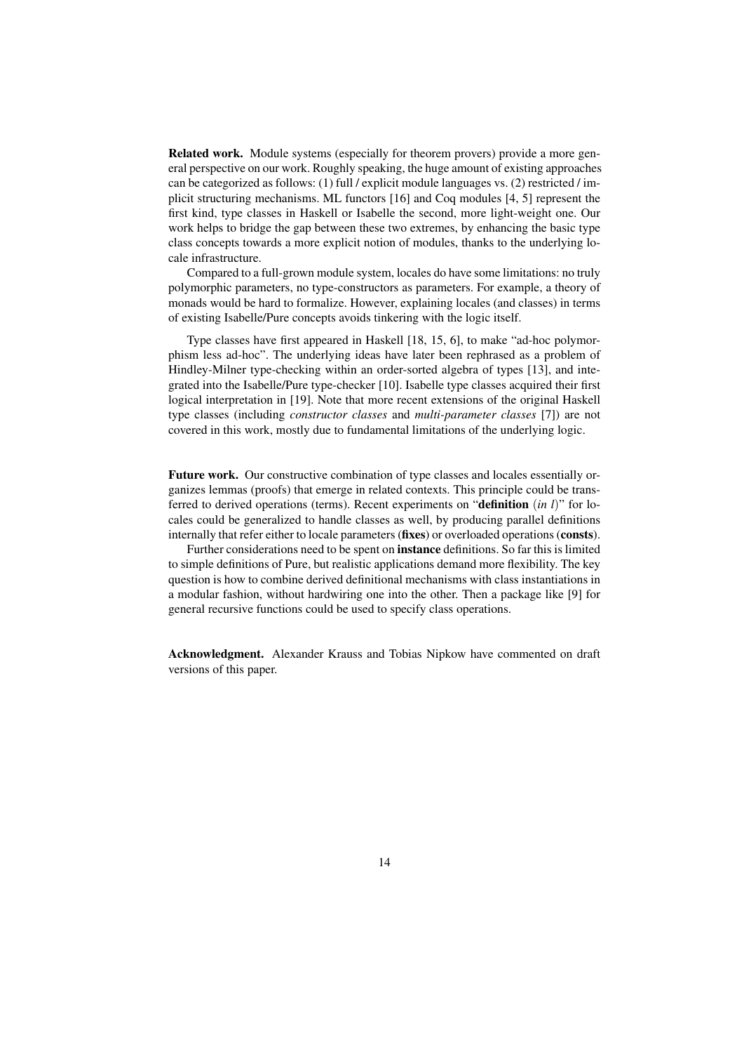**Related work.** Module systems (especially for theorem provers) provide a more general perspective on our work. Roughly speaking, the huge amount of existing approaches can be categorized as follows: (1) full / explicit module languages vs. (2) restricted / implicit structuring mechanisms. ML functors [16] and Coq modules [4, 5] represent the first kind, type classes in Haskell or Isabelle the second, more light-weight one. Our work helps to bridge the gap between these two extremes, by enhancing the basic type class concepts towards a more explicit notion of modules, thanks to the underlying locale infrastructure.

Compared to a full-grown module system, locales do have some limitations: no truly polymorphic parameters, no type-constructors as parameters. For example, a theory of monads would be hard to formalize. However, explaining locales (and classes) in terms of existing Isabelle/Pure concepts avoids tinkering with the logic itself.

Type classes have first appeared in Haskell [18, 15, 6], to make "ad-hoc polymorphism less ad-hoc". The underlying ideas have later been rephrased as a problem of Hindley-Milner type-checking within an order-sorted algebra of types [13], and integrated into the Isabelle/Pure type-checker [10]. Isabelle type classes acquired their first logical interpretation in [19]. Note that more recent extensions of the original Haskell type classes (including *constructor classes* and *multi-parameter classes* [7]) are not covered in this work, mostly due to fundamental limitations of the underlying logic.

**Future work.** Our constructive combination of type classes and locales essentially organizes lemmas (proofs) that emerge in related contexts. This principle could be transferred to derived operations (terms). Recent experiments on "**definition** (*in l*)" for locales could be generalized to handle classes as well, by producing parallel definitions internally that refer either to locale parameters (**fixes**) or overloaded operations (**consts**).

Further considerations need to be spent on **instance** definitions. So far this is limited to simple definitions of Pure, but realistic applications demand more flexibility. The key question is how to combine derived definitional mechanisms with class instantiations in a modular fashion, without hardwiring one into the other. Then a package like [9] for general recursive functions could be used to specify class operations.

**Acknowledgment.** Alexander Krauss and Tobias Nipkow have commented on draft versions of this paper.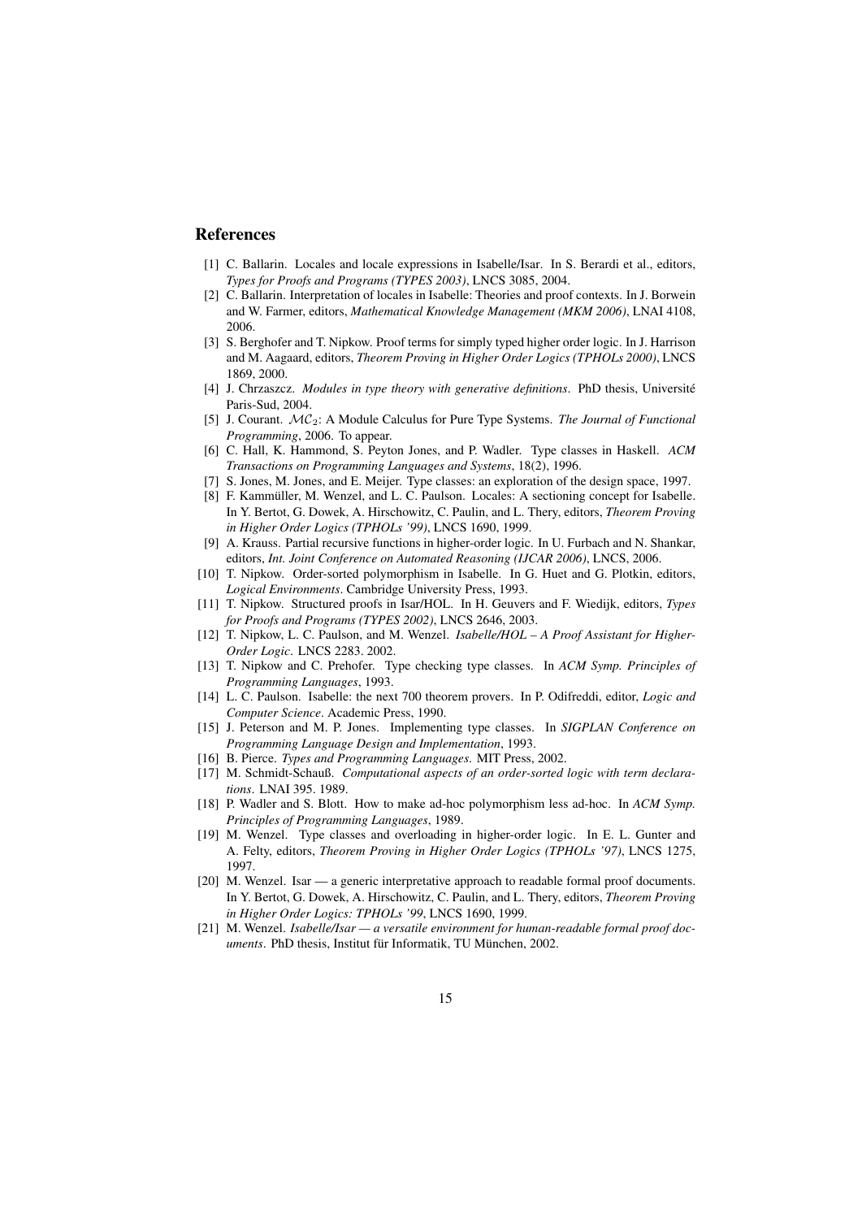## References

[1] C. Ballarin. Locales and locale expressions in Isabelle/Isar. In S. Berardi et al., editors, *Types for Proofs and Programs (TYPES 2003)*, LNCS 3085, 2004.

[2] C. Ballarin. Interpretation of locales in Isabelle: Theories and proof contexts. In J. Borwein and W. Farmer, editors, *Mathematical Knowledge Management (MKM 2006)*, LNAI 4108, 2006.

[3] S. Berghofer and T. Nipkow. Proof terms for simply typed higher order logic. In J. Harrison and M. Aagaard, editors, *Theorem Proving in Higher Order Logics (TPHOLs 2000)*, LNCS 1869, 2000.

[4] J. Chrzaszcz. *Modules in type theory with generative definitions*. PhD thesis, Université Paris-Sud, 2004.

[5] J. Courant. $\mathcal{MC}_2$: A Module Calculus for Pure Type Systems. *The Journal of Functional Programming*, 2006. To appear.

[6] C. Hall, K. Hammond, S. Peyton Jones, and P. Wadler. Type classes in Haskell. *ACM Transactions on Programming Languages and Systems*, 18(2), 1996.

[7] S. Jones, M. Jones, and E. Meijer. Type classes: an exploration of the design space, 1997.

[8] F. Kammüller, M. Wenzel, and L. C. Paulson. Locales: A sectioning concept for Isabelle. In Y. Bertot, G. Dowek, A. Hirschowitz, C. Paulin, and L. Thery, editors, *Theorem Proving in Higher Order Logics (TPHOLs '99)*, LNCS 1690, 1999.

[9] A. Krauss. Partial recursive functions in higher-order logic. In U. Furbach and N. Shankar, editors, *Int. Joint Conference on Automated Reasoning (IJCAR 2006)*, LNCS, 2006.

[10] T. Nipkow. Order-sorted polymorphism in Isabelle. In G. Huet and G. Plotkin, editors, *Logical Environments*. Cambridge University Press, 1993.

[11] T. Nipkow. Structured proofs in Isar/HOL. In H. Geuvers and F. Wiedijk, editors, *Types for Proofs and Programs (TYPES 2002)*, LNCS 2646, 2003.

[12] T. Nipkow, L. C. Paulson, and M. Wenzel. *Isabelle/HOL – A Proof Assistant for Higher-Order Logic*. LNCS 2283. 2002.

[13] T. Nipkow and C. Prehofer. Type checking type classes. In *ACM Symp. Principles of Programming Languages*, 1993.

[14] L. C. Paulson. Isabelle: the next 700 theorem provers. In P. Odifreddi, editor, *Logic and Computer Science*. Academic Press, 1990.

[15] J. Peterson and M. P. Jones. Implementing type classes. In *SIGPLAN Conference on Programming Language Design and Implementation*, 1993.

[16] B. Pierce. *Types and Programming Languages*. MIT Press, 2002.

[17] M. Schmidt-Schauß. *Computational aspects of an order-sorted logic with term declarations*. LNAI 395. 1989.

[18] P. Wadler and S. Blott. How to make ad-hoc polymorphism less ad-hoc. In *ACM Symp. Principles of Programming Languages*, 1989.

[19] M. Wenzel. Type classes and overloading in higher-order logic. In E. L. Gunter and A. Felty, editors, *Theorem Proving in Higher Order Logics (TPHOLs '97)*, LNCS 1275, 1997.

[20] M. Wenzel. Isar — a generic interpretative approach to readable formal proof documents. In Y. Bertot, G. Dowek, A. Hirschowitz, C. Paulin, and L. Thery, editors, *Theorem Proving in Higher Order Logics: TPHOLs '99*, LNCS 1690, 1999.

[21] M. Wenzel. *Isabelle/Isar — a versatile environment for human-readable formal proof documents*. PhD thesis, Institut für Informatik, TU München, 2002.